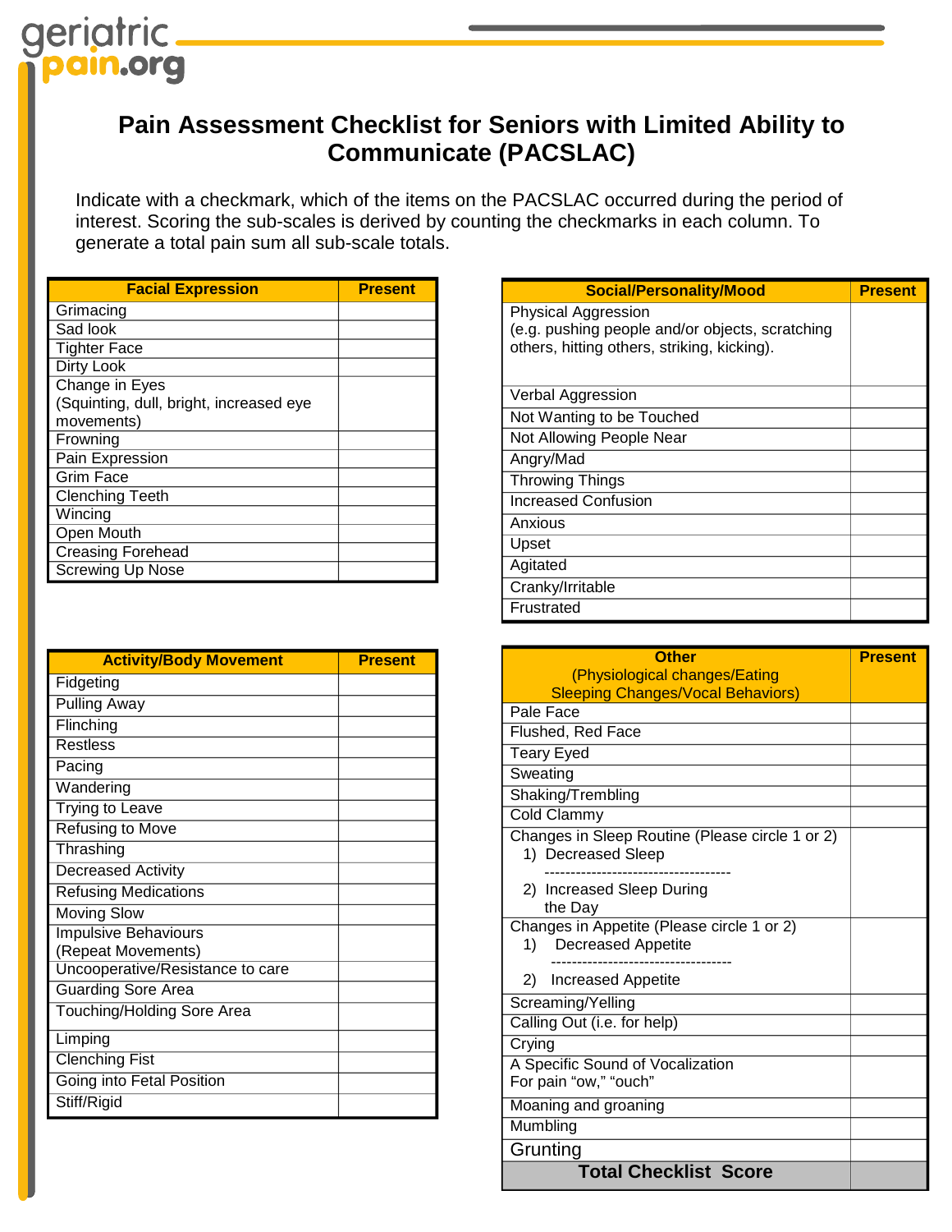geriatric pain.org

# Pain Assessment Checklist for Seniors with Limited Ability to Communicate (PACSLAC)

Indicate with a checkmark, which of the items on the PACSLAC occurred during the period of interest. Scoring the sub-scales is derived by counting the checkmarks in each column. To generate a total pain sum all sub-scale totals.

| Facial Expression | Present |
|---|---|
| Grimacing | |
| Sad look | |
| Tighter Face | |
| Dirty Look | |
| Change in Eyes (Squinting, dull, bright, increased eye movements) | |
| Frowning | |
| Pain Expression | |
| Grim Face | |
| Clenching Teeth | |
| Wincing | |
| Open Mouth | |
| Creasing Forehead | |
| Screwing Up Nose | |

| Activity/Body Movement | Present |
|---|---|
| Fidgeting | |
| Pulling Away | |
| Flinching | |
| Restless | |
| Pacing | |
| Wandering | |
| Trying to Leave | |
| Refusing to Move | |
| Thrashing | |
| Decreased Activity | |
| Refusing Medications | |
| Moving Slow | |
| Impulsive Behaviours (Repeat Movements) | |
| Uncooperative/Resistance to care | |
| Guarding Sore Area | |
| Touching/Holding Sore Area | |
| Limping | |
| Clenching Fist | |
| Going into Fetal Position | |
| Stiff/Rigid | |

| Social/Personality/Mood | Present |
|---|---|
| Physical Aggression (e.g. pushing people and/or objects, scratching others, hitting others, striking, kicking). | |
| Verbal Aggression | |
| Not Wanting to be Touched | |
| Not Allowing People Near | |
| Angry/Mad | |
| Throwing Things | |
| Increased Confusion | |
| Anxious | |
| Upset | |
| Agitated | |
| Cranky/Irritable | |
| Frustrated | |

| Other (Physiological changes/Eating Sleeping Changes/Vocal Behaviors) | Present |
|---|---|
| Pale Face | |
| Flushed, Red Face | |
| Teary Eyed | |
| Sweating | |
| Shaking/Trembling | |
| Cold Clammy | |
| Changes in Sleep Routine (Please circle 1 or 2) 1) Decreased Sleep ------------------------------------ 2) Increased Sleep During the Day | |
| Changes in Appetite (Please circle 1 or 2) 1) Decreased Appetite ----------------------------------- 2) Increased Appetite | |
| Screaming/Yelling | |
| Calling Out (i.e. for help) | |
| Crying | |
| A Specific Sound of Vocalization For pain "ow," "ouch" | |
| Moaning and groaning | |
| Mumbling | |
| Grunting | |
| **Total Checklist Score** | |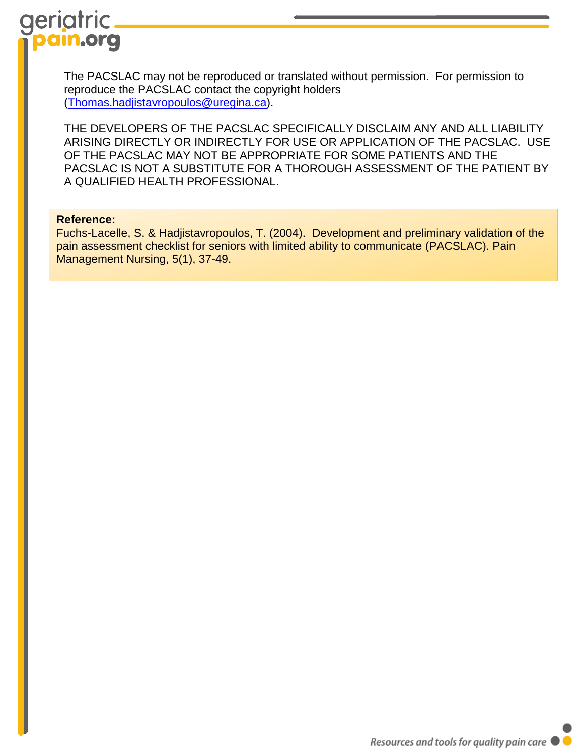The PACSLAC may not be reproduced or translated without permission. For permission to reproduce the PACSLAC contact the copyright holders (Thomas.hadjistavropoulos@uregina.ca).

THE DEVELOPERS OF THE PACSLAC SPECIFICALLY DISCLAIM ANY AND ALL LIABILITY ARISING DIRECTLY OR INDIRECTLY FOR USE OR APPLICATION OF THE PACSLAC. USE OF THE PACSLAC MAY NOT BE APPROPRIATE FOR SOME PATIENTS AND THE PACSLAC IS NOT A SUBSTITUTE FOR A THOROUGH ASSESSMENT OF THE PATIENT BY A QUALIFIED HEALTH PROFESSIONAL.

**Reference:**
Fuchs-Lacelle, S. & Hadjistavropoulos, T. (2004). Development and preliminary validation of the pain assessment checklist for seniors with limited ability to communicate (PACSLAC). Pain Management Nursing, 5(1), 37-49.